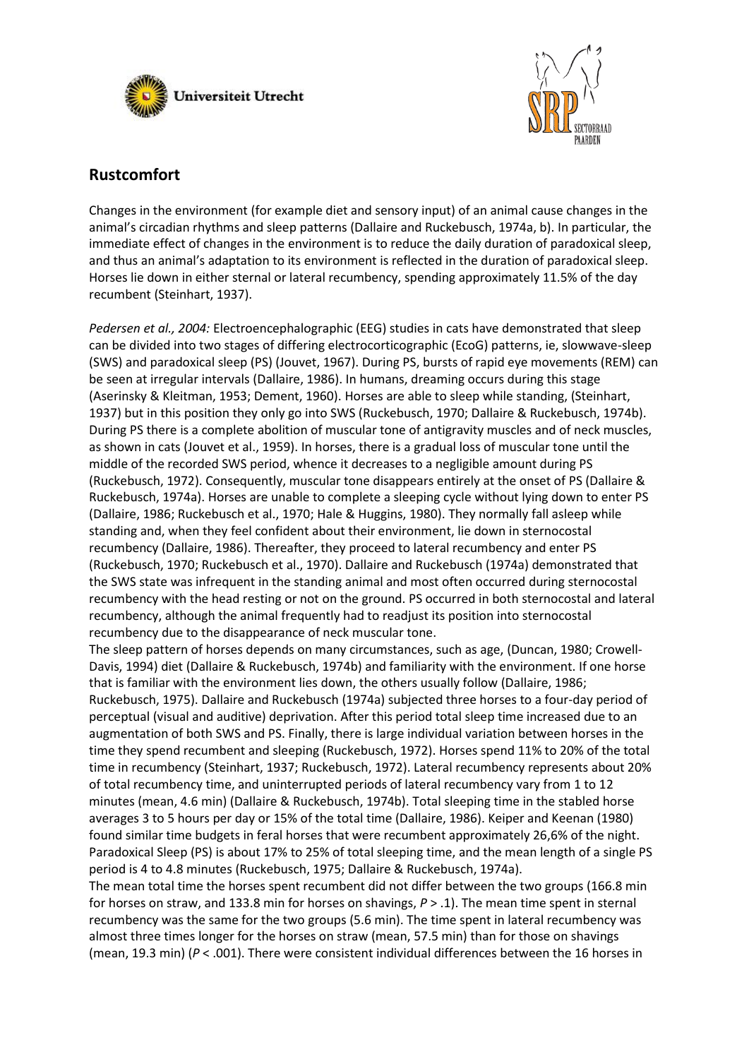## Rustcomfort

Changes in the environment (for example diet and sensory input) of an animal cause changes in the animal's circadian rhythms and sleep patterns (Dallaire and Ruckebusch, 1974a, b). In particular, the immediate effect of changes in the environment is to reduce the daily duration of paradoxical sleep, and thus an animal's adaptation to its environment is reflected in the duration of paradoxical sleep. Horses lie down in either sternal or lateral recumbency, spending approximately 11.5% of the day recumbent (Steinhart, 1937).

*Pedersen et al., 2004:* Electroencephalographic (EEG) studies in cats have demonstrated that sleep can be divided into two stages of differing electrocorticographic (EcoG) patterns, ie, slowwave-sleep (SWS) and paradoxical sleep (PS) (Jouvet, 1967). During PS, bursts of rapid eye movements (REM) can be seen at irregular intervals (Dallaire, 1986). In humans, dreaming occurs during this stage (Aserinsky & Kleitman, 1953; Dement, 1960). Horses are able to sleep while standing, (Steinhart, 1937) but in this position they only go into SWS (Ruckebusch, 1970; Dallaire & Ruckebusch, 1974b). During PS there is a complete abolition of muscular tone of antigravity muscles and of neck muscles, as shown in cats (Jouvet et al., 1959). In horses, there is a gradual loss of muscular tone until the middle of the recorded SWS period, whence it decreases to a negligible amount during PS (Ruckebusch, 1972). Consequently, muscular tone disappears entirely at the onset of PS (Dallaire & Ruckebusch, 1974a). Horses are unable to complete a sleeping cycle without lying down to enter PS (Dallaire, 1986; Ruckebusch et al., 1970; Hale & Huggins, 1980). They normally fall asleep while standing and, when they feel confident about their environment, lie down in sternocostal recumbency (Dallaire, 1986). Thereafter, they proceed to lateral recumbency and enter PS (Ruckebusch, 1970; Ruckebusch et al., 1970). Dallaire and Ruckebusch (1974a) demonstrated that the SWS state was infrequent in the standing animal and most often occurred during sternocostal recumbency with the head resting or not on the ground. PS occurred in both sternocostal and lateral recumbency, although the animal frequently had to readjust its position into sternocostal recumbency due to the disappearance of neck muscular tone.

The sleep pattern of horses depends on many circumstances, such as age, (Duncan, 1980; Crowell-Davis, 1994) diet (Dallaire & Ruckebusch, 1974b) and familiarity with the environment. If one horse that is familiar with the environment lies down, the others usually follow (Dallaire, 1986; Ruckebusch, 1975). Dallaire and Ruckebusch (1974a) subjected three horses to a four-day period of perceptual (visual and auditive) deprivation. After this period total sleep time increased due to an augmentation of both SWS and PS. Finally, there is large individual variation between horses in the time they spend recumbent and sleeping (Ruckebusch, 1972). Horses spend 11% to 20% of the total time in recumbency (Steinhart, 1937; Ruckebusch, 1972). Lateral recumbency represents about 20% of total recumbency time, and uninterrupted periods of lateral recumbency vary from 1 to 12 minutes (mean, 4.6 min) (Dallaire & Ruckebusch, 1974b). Total sleeping time in the stabled horse averages 3 to 5 hours per day or 15% of the total time (Dallaire, 1986). Keiper and Keenan (1980) found similar time budgets in feral horses that were recumbent approximately 26,6% of the night. Paradoxical Sleep (PS) is about 17% to 25% of total sleeping time, and the mean length of a single PS period is 4 to 4.8 minutes (Ruckebusch, 1975; Dallaire & Ruckebusch, 1974a).

The mean total time the horses spent recumbent did not differ between the two groups (166.8 min for horses on straw, and 133.8 min for horses on shavings, $P > .1$). The mean time spent in sternal recumbency was the same for the two groups (5.6 min). The time spent in lateral recumbency was almost three times longer for the horses on straw (mean, 57.5 min) than for those on shavings (mean, 19.3 min) ($P < .001$). There were consistent individual differences between the 16 horses in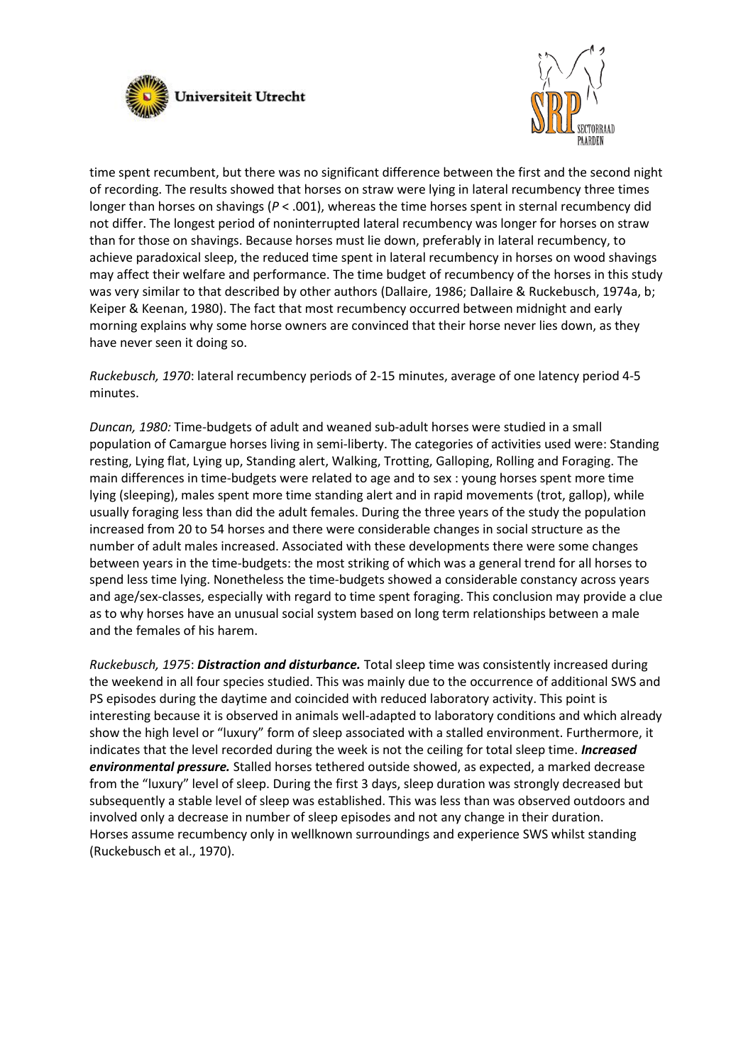time spent recumbent, but there was no significant difference between the first and the second night of recording. The results showed that horses on straw were lying in lateral recumbency three times longer than horses on shavings ($P < .001$), whereas the time horses spent in sternal recumbency did not differ. The longest period of noninterrupted lateral recumbency was longer for horses on straw than for those on shavings. Because horses must lie down, preferably in lateral recumbency, to achieve paradoxical sleep, the reduced time spent in lateral recumbency in horses on wood shavings may affect their welfare and performance. The time budget of recumbency of the horses in this study was very similar to that described by other authors (Dallaire, 1986; Dallaire & Ruckebusch, 1974a, b; Keiper & Keenan, 1980). The fact that most recumbency occurred between midnight and early morning explains why some horse owners are convinced that their horse never lies down, as they have never seen it doing so.

*Ruckebusch, 1970*: lateral recumbency periods of 2-15 minutes, average of one latency period 4-5 minutes.

*Duncan, 1980:* Time-budgets of adult and weaned sub-adult horses were studied in a small population of Camargue horses living in semi-liberty. The categories of activities used were: Standing resting, Lying flat, Lying up, Standing alert, Walking, Trotting, Galloping, Rolling and Foraging. The main differences in time-budgets were related to age and to sex : young horses spent more time lying (sleeping), males spent more time standing alert and in rapid movements (trot, gallop), while usually foraging less than did the adult females. During the three years of the study the population increased from 20 to 54 horses and there were considerable changes in social structure as the number of adult males increased. Associated with these developments there were some changes between years in the time-budgets: the most striking of which was a general trend for all horses to spend less time lying. Nonetheless the time-budgets showed a considerable constancy across years and age/sex-classes, especially with regard to time spent foraging. This conclusion may provide a clue as to why horses have an unusual social system based on long term relationships between a male and the females of his harem.

*Ruckebusch, 1975*: ***Distraction and disturbance.*** Total sleep time was consistently increased during the weekend in all four species studied. This was mainly due to the occurrence of additional SWS and PS episodes during the daytime and coincided with reduced laboratory activity. This point is interesting because it is observed in animals well-adapted to laboratory conditions and which already show the high level or "luxury" form of sleep associated with a stalled environment. Furthermore, it indicates that the level recorded during the week is not the ceiling for total sleep time. ***Increased environmental pressure.*** Stalled horses tethered outside showed, as expected, a marked decrease from the "luxury" level of sleep. During the first 3 days, sleep duration was strongly decreased but subsequently a stable level of sleep was established. This was less than was observed outdoors and involved only a decrease in number of sleep episodes and not any change in their duration.
Horses assume recumbency only in wellknown surroundings and experience SWS whilst standing (Ruckebusch et al., 1970).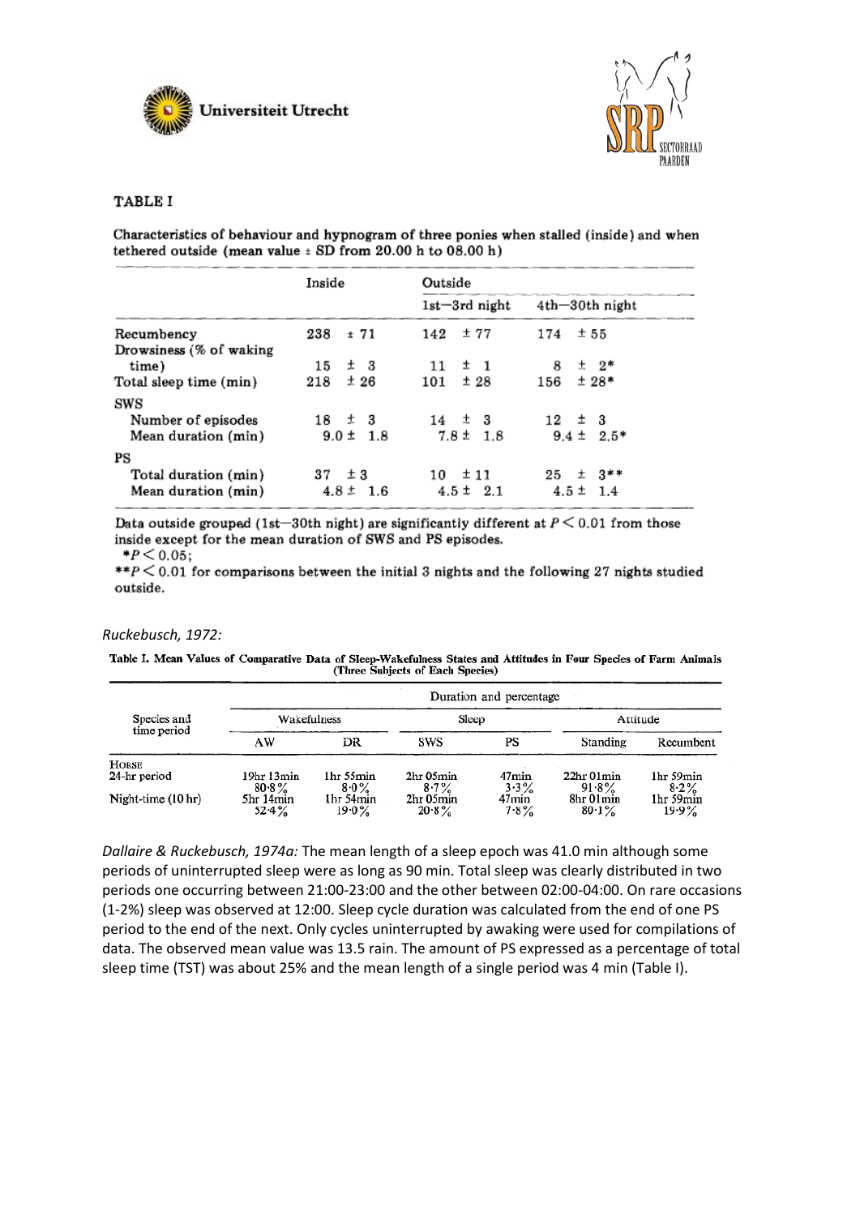TABLE I

Characteristics of behaviour and hypnogram of three ponies when stalled (inside) and when tethered outside (mean value ± SD from 20.00 h to 08.00 h)

| | Inside | Outside | |
|---|---|---|---|
| | | 1st—3rd night | 4th—30th night |
| Recumbency | 238 ± 71 | 142 ± 77 | 174 ± 55 |
| Drowsiness (% of waking time) | 15 ± 3 | 11 ± 1 | 8 ± 2* |
| Total sleep time (min) | 218 ± 26 | 101 ± 28 | 156 ± 28* |
| SWS | | | |
| Number of episodes | 18 ± 3 | 14 ± 3 | 12 ± 3 |
| Mean duration (min) | 9.0 ± 1.8 | 7.8 ± 1.8 | 9.4 ± 2.5* |
| PS | | | |
| Total duration (min) | 37 ± 3 | 10 ± 11 | 25 ± 3** |
| Mean duration (min) | 4.8 ± 1.6 | 4.5 ± 2.1 | 4.5 ± 1.4 |

Data outside grouped (1st—30th night) are significantly different at $P < 0.01$ from those inside except for the mean duration of SWS and PS episodes.
*$P < 0.05$;
**$P < 0.01$ for comparisons between the initial 3 nights and the following 27 nights studied outside.

*Ruckebusch, 1972:*

Table I. Mean Values of Comparative Data of Sleep-Wakefulness States and Attitudes in Four Species of Farm Animals (Three Subjects of Each Species)

| Species and time period | Duration and percentage | | | | | |
|---|---|---|---|---|---|---|
| | Wakefulness | | Sleep | | Attitude | |
| | AW | DR | SWS | PS | Standing | Recumbent |
| HORSE | | | | | | |
| 24-hr period | 19hr 13min 80·8% | 1hr 55min 8·0% | 2hr 05min 8·7% | 47min 3·3% | 22hr 01min 91·8% | 1hr 59min 8·2% |
| Night-time (10 hr) | 5hr 14min 52·4% | 1hr 54min 19·0% | 2hr 05min 20·8% | 47min 7·8% | 8hr 01min 80·1% | 1hr 59min 19·9% |

*Dallaire & Ruckebusch, 1974a:* The mean length of a sleep epoch was 41.0 min although some periods of uninterrupted sleep were as long as 90 min. Total sleep was clearly distributed in two periods one occurring between 21:00-23:00 and the other between 02:00-04:00. On rare occasions (1-2%) sleep was observed at 12:00. Sleep cycle duration was calculated from the end of one PS period to the end of the next. Only cycles uninterrupted by awaking were used for compilations of data. The observed mean value was 13.5 rain. The amount of PS expressed as a percentage of total sleep time (TST) was about 25% and the mean length of a single period was 4 min (Table I).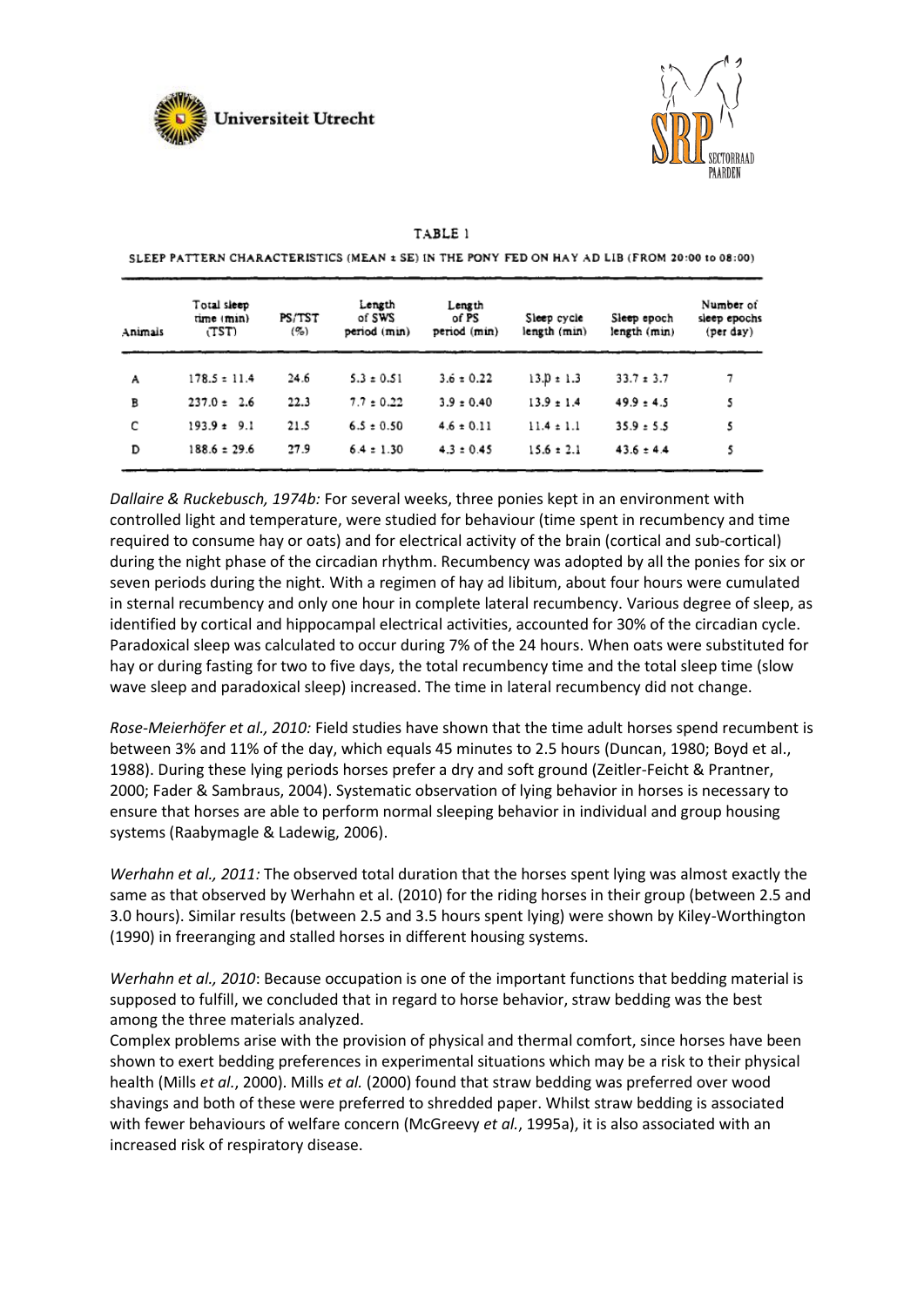TABLE 1

SLEEP PATTERN CHARACTERISTICS (MEAN ± SE) IN THE PONY FED ON HAY AD LIB (FROM 20:00 to 08:00)

| Animals | Total sleep time (min) (TST) | PS/TST (%) | Length of SWS period (min) | Length of PS period (min) | Sleep cycle length (min) | Sleep epoch length (min) | Number of sleep epochs (per day) |
|---|---|---|---|---|---|---|---|
| A | 178.5 ± 11.4 | 24.6 | 5.3 ± 0.51 | 3.6 ± 0.22 | 13.0 ± 1.3 | 33.7 ± 3.7 | 7 |
| B | 237.0 ± 2.6 | 22.3 | 7.7 ± 0.22 | 3.9 ± 0.40 | 13.9 ± 1.4 | 49.9 ± 4.5 | 5 |
| C | 193.9 ± 9.1 | 21.5 | 6.5 ± 0.50 | 4.6 ± 0.11 | 11.4 ± 1.1 | 35.9 ± 5.5 | 5 |
| D | 188.6 ± 29.6 | 27.9 | 6.4 ± 1.30 | 4.3 ± 0.45 | 15.6 ± 2.1 | 43.6 ± 4.4 | 5 |

*Dallaire & Ruckebusch, 1974b:* For several weeks, three ponies kept in an environment with controlled light and temperature, were studied for behaviour (time spent in recumbency and time required to consume hay or oats) and for electrical activity of the brain (cortical and sub-cortical) during the night phase of the circadian rhythm. Recumbency was adopted by all the ponies for six or seven periods during the night. With a regimen of hay ad libitum, about four hours were cumulated in sternal recumbency and only one hour in complete lateral recumbency. Various degree of sleep, as identified by cortical and hippocampal electrical activities, accounted for 30% of the circadian cycle. Paradoxical sleep was calculated to occur during 7% of the 24 hours. When oats were substituted for hay or during fasting for two to five days, the total recumbency time and the total sleep time (slow wave sleep and paradoxical sleep) increased. The time in lateral recumbency did not change.

*Rose-Meierhöfer et al., 2010:* Field studies have shown that the time adult horses spend recumbent is between 3% and 11% of the day, which equals 45 minutes to 2.5 hours (Duncan, 1980; Boyd et al., 1988). During these lying periods horses prefer a dry and soft ground (Zeitler-Feicht & Prantner, 2000; Fader & Sambraus, 2004). Systematic observation of lying behavior in horses is necessary to ensure that horses are able to perform normal sleeping behavior in individual and group housing systems (Raabymagle & Ladewig, 2006).

*Werhahn et al., 2011:* The observed total duration that the horses spent lying was almost exactly the same as that observed by Werhahn et al. (2010) for the riding horses in their group (between 2.5 and 3.0 hours). Similar results (between 2.5 and 3.5 hours spent lying) were shown by Kiley-Worthington (1990) in freeranging and stalled horses in different housing systems.

*Werhahn et al., 2010*: Because occupation is one of the important functions that bedding material is supposed to fulfill, we concluded that in regard to horse behavior, straw bedding was the best among the three materials analyzed.

Complex problems arise with the provision of physical and thermal comfort, since horses have been shown to exert bedding preferences in experimental situations which may be a risk to their physical health (Mills *et al.*, 2000). Mills *et al.* (2000) found that straw bedding was preferred over wood shavings and both of these were preferred to shredded paper. Whilst straw bedding is associated with fewer behaviours of welfare concern (McGreevy *et al.*, 1995a), it is also associated with an increased risk of respiratory disease.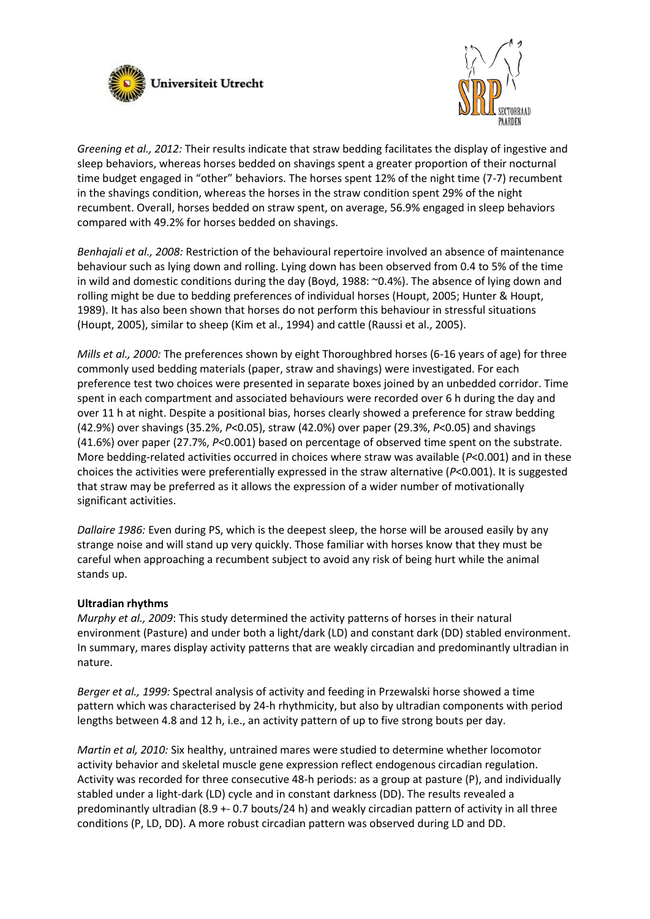*Greening et al., 2012:* Their results indicate that straw bedding facilitates the display of ingestive and sleep behaviors, whereas horses bedded on shavings spent a greater proportion of their nocturnal time budget engaged in "other" behaviors. The horses spent 12% of the night time (7-7) recumbent in the shavings condition, whereas the horses in the straw condition spent 29% of the night recumbent. Overall, horses bedded on straw spent, on average, 56.9% engaged in sleep behaviors compared with 49.2% for horses bedded on shavings.

*Benhajali et al., 2008:* Restriction of the behavioural repertoire involved an absence of maintenance behaviour such as lying down and rolling. Lying down has been observed from 0.4 to 5% of the time in wild and domestic conditions during the day (Boyd, 1988: ~0.4%). The absence of lying down and rolling might be due to bedding preferences of individual horses (Houpt, 2005; Hunter & Houpt, 1989). It has also been shown that horses do not perform this behaviour in stressful situations (Houpt, 2005), similar to sheep (Kim et al., 1994) and cattle (Raussi et al., 2005).

*Mills et al., 2000:* The preferences shown by eight Thoroughbred horses (6-16 years of age) for three commonly used bedding materials (paper, straw and shavings) were investigated. For each preference test two choices were presented in separate boxes joined by an unbedded corridor. Time spent in each compartment and associated behaviours were recorded over 6 h during the day and over 11 h at night. Despite a positional bias, horses clearly showed a preference for straw bedding (42.9%) over shavings (35.2%, $P<0.05$), straw (42.0%) over paper (29.3%, $P<0.05$) and shavings (41.6%) over paper (27.7%, $P<0.001$) based on percentage of observed time spent on the substrate. More bedding-related activities occurred in choices where straw was available ($P<0.001$) and in these choices the activities were preferentially expressed in the straw alternative ($P<0.001$). It is suggested that straw may be preferred as it allows the expression of a wider number of motivationally significant activities.

*Dallaire 1986:* Even during PS, which is the deepest sleep, the horse will be aroused easily by any strange noise and will stand up very quickly. Those familiar with horses know that they must be careful when approaching a recumbent subject to avoid any risk of being hurt while the animal stands up.

**Ultradian rhythms**

*Murphy et al., 2009*: This study determined the activity patterns of horses in their natural environment (Pasture) and under both a light/dark (LD) and constant dark (DD) stabled environment. In summary, mares display activity patterns that are weakly circadian and predominantly ultradian in nature.

*Berger et al., 1999:* Spectral analysis of activity and feeding in Przewalski horse showed a time pattern which was characterised by 24-h rhythmicity, but also by ultradian components with period lengths between 4.8 and 12 h, i.e., an activity pattern of up to five strong bouts per day.

*Martin et al, 2010:* Six healthy, untrained mares were studied to determine whether locomotor activity behavior and skeletal muscle gene expression reflect endogenous circadian regulation. Activity was recorded for three consecutive 48-h periods: as a group at pasture (P), and individually stabled under a light-dark (LD) cycle and in constant darkness (DD). The results revealed a predominantly ultradian (8.9 +- 0.7 bouts/24 h) and weakly circadian pattern of activity in all three conditions (P, LD, DD). A more robust circadian pattern was observed during LD and DD.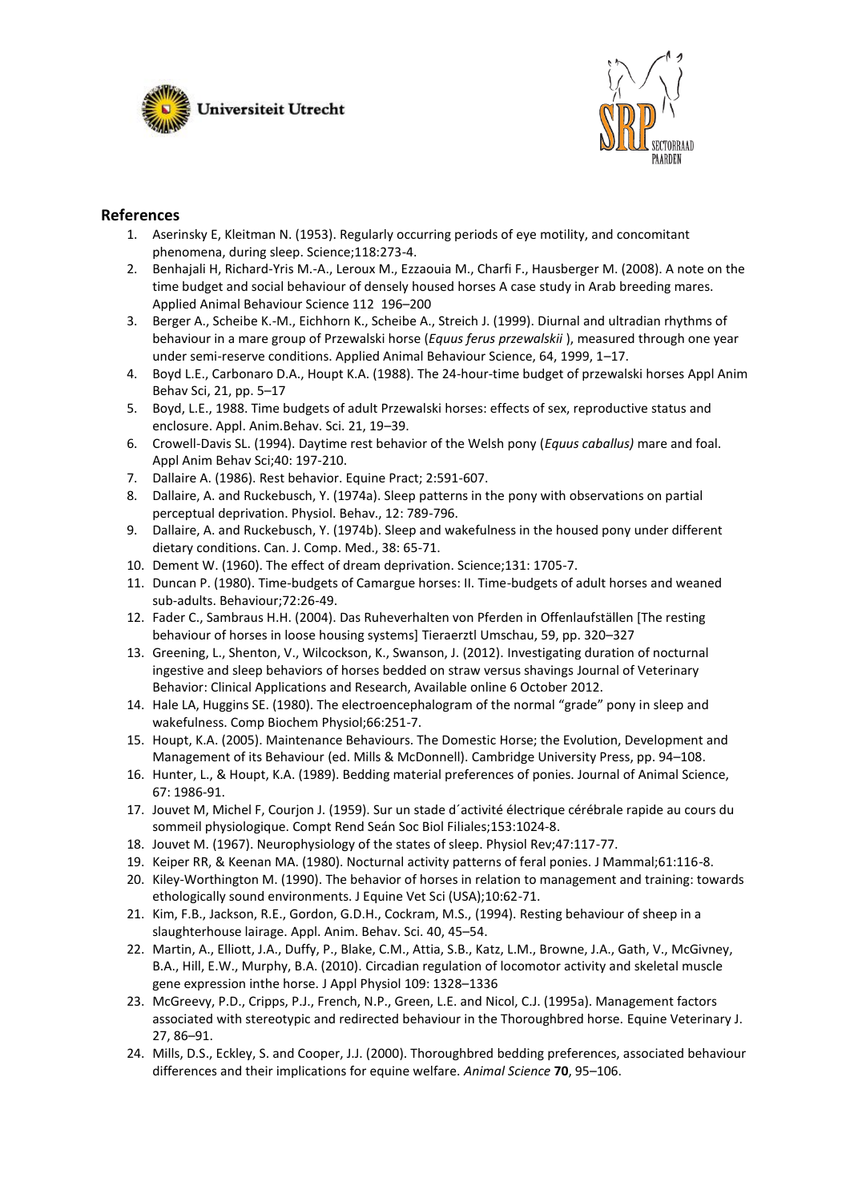## References

1. Aserinsky E, Kleitman N. (1953). Regularly occurring periods of eye motility, and concomitant phenomena, during sleep. Science;118:273-4.
2. Benhajali H, Richard-Yris M.-A., Leroux M., Ezzaouia M., Charfi F., Hausberger M. (2008). A note on the time budget and social behaviour of densely housed horses A case study in Arab breeding mares. Applied Animal Behaviour Science 112 196–200
3. Berger A., Scheibe K.-M., Eichhorn K., Scheibe A., Streich J. (1999). Diurnal and ultradian rhythms of behaviour in a mare group of Przewalski horse (*Equus ferus przewalskii* ), measured through one year under semi-reserve conditions. Applied Animal Behaviour Science, 64, 1999, 1–17.
4. Boyd L.E., Carbonaro D.A., Houpt K.A. (1988). The 24-hour-time budget of przewalski horses Appl Anim Behav Sci, 21, pp. 5–17
5. Boyd, L.E., 1988. Time budgets of adult Przewalski horses: effects of sex, reproductive status and enclosure. Appl. Anim.Behav. Sci. 21, 19–39.
6. Crowell-Davis SL. (1994). Daytime rest behavior of the Welsh pony (*Equus caballus)* mare and foal. Appl Anim Behav Sci;40: 197-210.
7. Dallaire A. (1986). Rest behavior. Equine Pract; 2:591-607.
8. Dallaire, A. and Ruckebusch, Y. (1974a). Sleep patterns in the pony with observations on partial perceptual deprivation. Physiol. Behav., 12: 789-796.
9. Dallaire, A. and Ruckebusch, Y. (1974b). Sleep and wakefulness in the housed pony under different dietary conditions. Can. J. Comp. Med., 38: 65-71.
10. Dement W. (1960). The effect of dream deprivation. Science;131: 1705-7.
11. Duncan P. (1980). Time-budgets of Camargue horses: II. Time-budgets of adult horses and weaned sub-adults. Behaviour;72:26-49.
12. Fader C., Sambraus H.H. (2004). Das Ruheverhalten von Pferden in Offenlaufställen [The resting behaviour of horses in loose housing systems] Tieraerztl Umschau, 59, pp. 320–327
13. Greening, L., Shenton, V., Wilcockson, K., Swanson, J. (2012). Investigating duration of nocturnal ingestive and sleep behaviors of horses bedded on straw versus shavings Journal of Veterinary Behavior: Clinical Applications and Research, Available online 6 October 2012.
14. Hale LA, Huggins SE. (1980). The electroencephalogram of the normal "grade" pony in sleep and wakefulness. Comp Biochem Physiol;66:251-7.
15. Houpt, K.A. (2005). Maintenance Behaviours. The Domestic Horse; the Evolution, Development and Management of its Behaviour (ed. Mills & McDonnell). Cambridge University Press, pp. 94–108.
16. Hunter, L., & Houpt, K.A. (1989). Bedding material preferences of ponies. Journal of Animal Science, 67: 1986-91.
17. Jouvet M, Michel F, Courjon J. (1959). Sur un stade d´activité électrique cérébrale rapide au cours du sommeil physiologique. Compt Rend Seán Soc Biol Filiales;153:1024-8.
18. Jouvet M. (1967). Neurophysiology of the states of sleep. Physiol Rev;47:117-77.
19. Keiper RR, & Keenan MA. (1980). Nocturnal activity patterns of feral ponies. J Mammal;61:116-8.
20. Kiley-Worthington M. (1990). The behavior of horses in relation to management and training: towards ethologically sound environments. J Equine Vet Sci (USA);10:62-71.
21. Kim, F.B., Jackson, R.E., Gordon, G.D.H., Cockram, M.S., (1994). Resting behaviour of sheep in a slaughterhouse lairage. Appl. Anim. Behav. Sci. 40, 45–54.
22. Martin, A., Elliott, J.A., Duffy, P., Blake, C.M., Attia, S.B., Katz, L.M., Browne, J.A., Gath, V., McGivney, B.A., Hill, E.W., Murphy, B.A. (2010). Circadian regulation of locomotor activity and skeletal muscle gene expression inthe horse. J Appl Physiol 109: 1328–1336
23. McGreevy, P.D., Cripps, P.J., French, N.P., Green, L.E. and Nicol, C.J. (1995a). Management factors associated with stereotypic and redirected behaviour in the Thoroughbred horse. Equine Veterinary J. 27, 86–91.
24. Mills, D.S., Eckley, S. and Cooper, J.J. (2000). Thoroughbred bedding preferences, associated behaviour differences and their implications for equine welfare. *Animal Science* **70**, 95–106.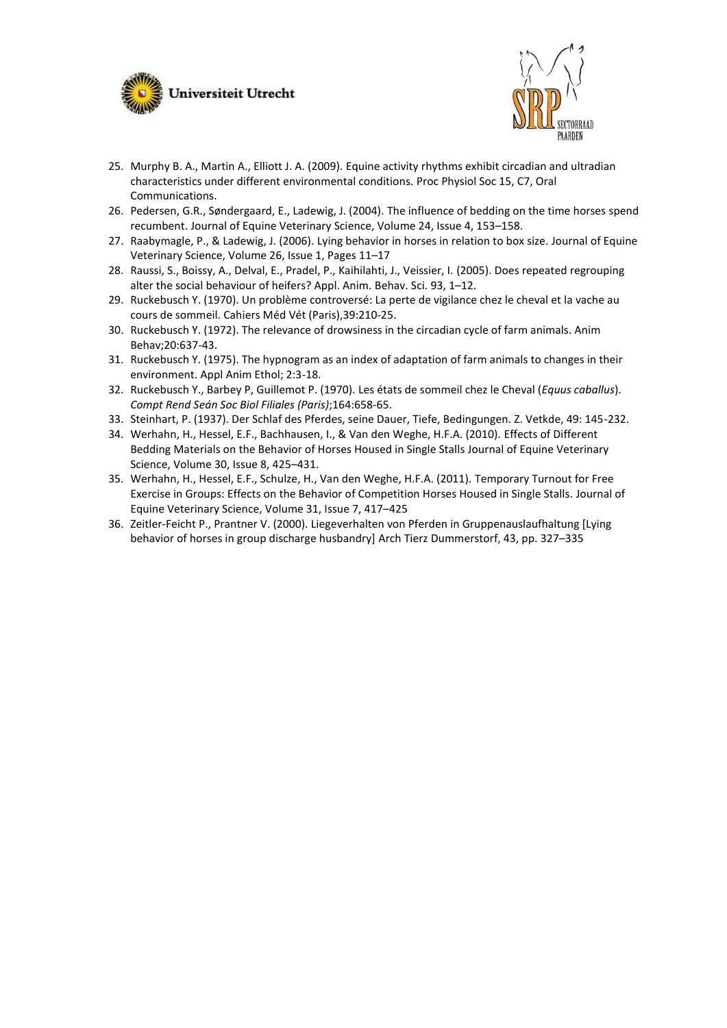25. Murphy B. A., Martin A., Elliott J. A. (2009). Equine activity rhythms exhibit circadian and ultradian characteristics under different environmental conditions. Proc Physiol Soc 15, C7, Oral Communications.
26. Pedersen, G.R., Søndergaard, E., Ladewig, J. (2004). The influence of bedding on the time horses spend recumbent. Journal of Equine Veterinary Science, Volume 24, Issue 4, 153–158.
27. Raabymagle, P., & Ladewig, J. (2006). Lying behavior in horses in relation to box size. Journal of Equine Veterinary Science, Volume 26, Issue 1, Pages 11–17
28. Raussi, S., Boissy, A., Delval, E., Pradel, P., Kaihilahti, J., Veissier, I. (2005). Does repeated regrouping alter the social behaviour of heifers? Appl. Anim. Behav. Sci. 93, 1–12.
29. Ruckebusch Y. (1970). Un problème controversé: La perte de vigilance chez le cheval et la vache au cours de sommeil. Cahiers Méd Vét (Paris),39:210-25.
30. Ruckebusch Y. (1972). The relevance of drowsiness in the circadian cycle of farm animals. Anim Behav;20:637-43.
31. Ruckebusch Y. (1975). The hypnogram as an index of adaptation of farm animals to changes in their environment. Appl Anim Ethol; 2:3-18.
32. Ruckebusch Y., Barbey P, Guillemot P. (1970). Les états de sommeil chez le Cheval (*Equus caballus*). *Compt Rend Seán Soc Biol Filiales (Paris)*;164:658-65.
33. Steinhart, P. (1937). Der Schlaf des Pferdes, seine Dauer, Tiefe, Bedingungen. Z. Vetkde, 49: 145-232.
34. Werhahn, H., Hessel, E.F., Bachhausen, I., & Van den Weghe, H.F.A. (2010). Effects of Different Bedding Materials on the Behavior of Horses Housed in Single Stalls Journal of Equine Veterinary Science, Volume 30, Issue 8, 425–431.
35. Werhahn, H., Hessel, E.F., Schulze, H., Van den Weghe, H.F.A. (2011). Temporary Turnout for Free Exercise in Groups: Effects on the Behavior of Competition Horses Housed in Single Stalls. Journal of Equine Veterinary Science, Volume 31, Issue 7, 417–425
36. Zeitler-Feicht P., Prantner V. (2000). Liegeverhalten von Pferden in Gruppenauslaufhaltung [Lying behavior of horses in group discharge husbandry] Arch Tierz Dummerstorf, 43, pp. 327–335